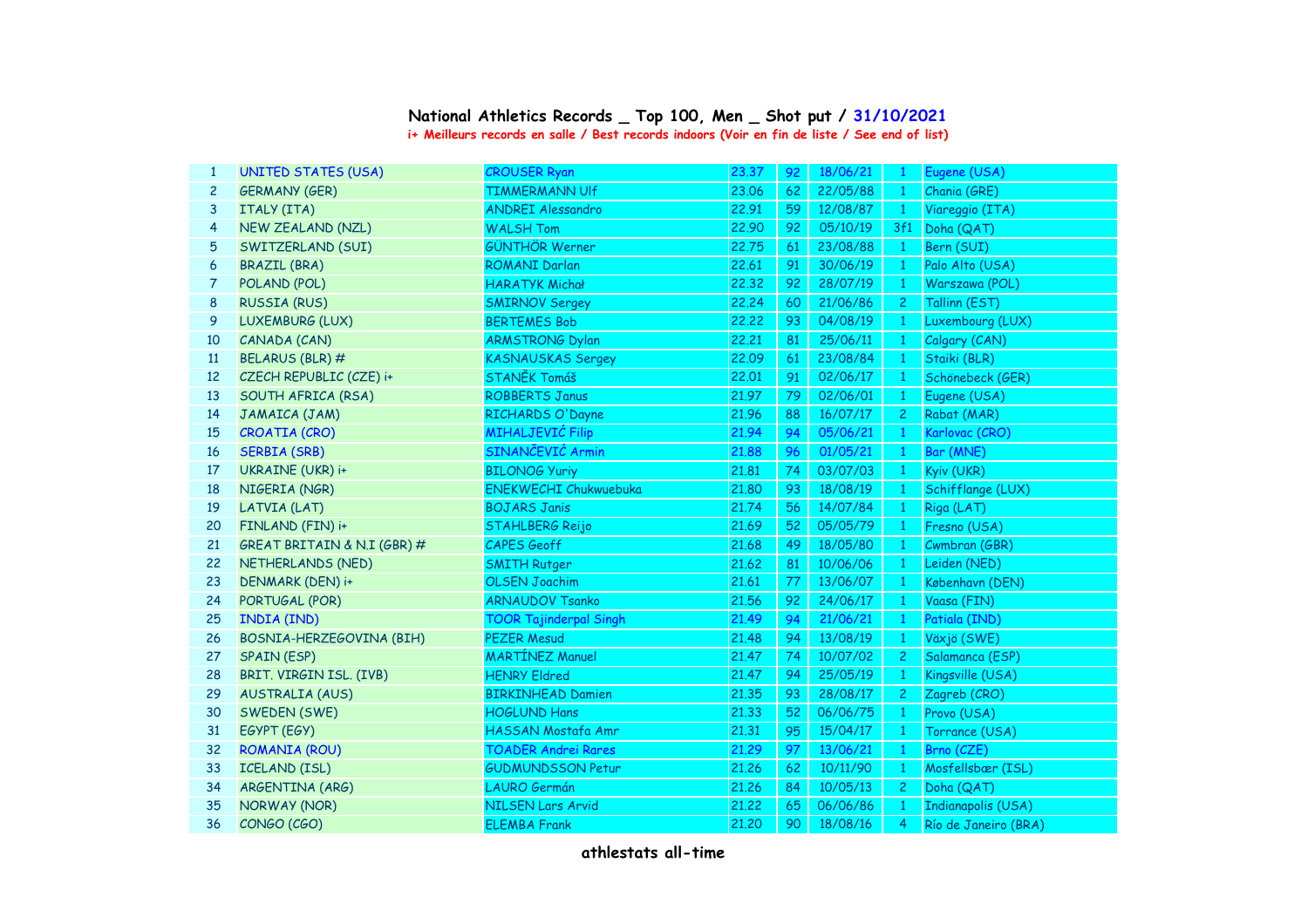## National Athletics Records _ Top 100, Men _ Shot put / 31/10/2021

**i+ Meilleurs records en salle / Best records indoors (Voir en fin de liste / See end of list)**

| | | | | | | | |
|---|---|---|---|---|---|---|---|
| 1 | UNITED STATES (USA) | CROUSER Ryan | 23.37 | 92 | 18/06/21 | 1 | Eugene (USA) |
| 2 | GERMANY (GER) | TIMMERMANN Ulf | 23.06 | 62 | 22/05/88 | 1 | Chania (GRE) |
| 3 | ITALY (ITA) | ANDREI Alessandro | 22.91 | 59 | 12/08/87 | 1 | Viareggio (ITA) |
| 4 | NEW ZEALAND (NZL) | WALSH Tom | 22.90 | 92 | 05/10/19 | 3f1 | Doha (QAT) |
| 5 | SWITZERLAND (SUI) | GÜNTHÖR Werner | 22.75 | 61 | 23/08/88 | 1 | Bern (SUI) |
| 6 | BRAZIL (BRA) | ROMANI Darlan | 22.61 | 91 | 30/06/19 | 1 | Palo Alto (USA) |
| 7 | POLAND (POL) | HARATYK Michał | 22.32 | 92 | 28/07/19 | 1 | Warszawa (POL) |
| 8 | RUSSIA (RUS) | SMIRNOV Sergey | 22.24 | 60 | 21/06/86 | 2 | Tallinn (EST) |
| 9 | LUXEMBURG (LUX) | BERTEMES Bob | 22.22 | 93 | 04/08/19 | 1 | Luxembourg (LUX) |
| 10 | CANADA (CAN) | ARMSTRONG Dylan | 22.21 | 81 | 25/06/11 | 1 | Calgary (CAN) |
| 11 | BELARUS (BLR) # | KASNAUSKAS Sergey | 22.09 | 61 | 23/08/84 | 1 | Staiki (BLR) |
| 12 | CZECH REPUBLIC (CZE) i+ | STANĚK Tomáš | 22.01 | 91 | 02/06/17 | 1 | Schönebeck (GER) |
| 13 | SOUTH AFRICA (RSA) | ROBBERTS Janus | 21.97 | 79 | 02/06/01 | 1 | Eugene (USA) |
| 14 | JAMAICA (JAM) | RICHARDS O'Dayne | 21.96 | 88 | 16/07/17 | 2 | Rabat (MAR) |
| 15 | CROATIA (CRO) | MIHALJEVIĆ Filip | 21.94 | 94 | 05/06/21 | 1 | Karlovac (CRO) |
| 16 | SERBIA (SRB) | SINANČEVIĆ Armin | 21.88 | 96 | 01/05/21 | 1 | Bar (MNE) |
| 17 | UKRAINE (UKR) i+ | BILONOG Yuriy | 21.81 | 74 | 03/07/03 | 1 | Kyiv (UKR) |
| 18 | NIGERIA (NGR) | ENEKWECHI Chukwuebuka | 21.80 | 93 | 18/08/19 | 1 | Schifflange (LUX) |
| 19 | LATVIA (LAT) | BOJARS Janis | 21.74 | 56 | 14/07/84 | 1 | Riga (LAT) |
| 20 | FINLAND (FIN) i+ | STAHLBERG Reijo | 21.69 | 52 | 05/05/79 | 1 | Fresno (USA) |
| 21 | GREAT BRITAIN & N.I (GBR) # | CAPES Geoff | 21.68 | 49 | 18/05/80 | 1 | Cwmbran (GBR) |
| 22 | NETHERLANDS (NED) | SMITH Rutger | 21.62 | 81 | 10/06/06 | 1 | Leiden (NED) |
| 23 | DENMARK (DEN) i+ | OLSEN Joachim | 21.61 | 77 | 13/06/07 | 1 | København (DEN) |
| 24 | PORTUGAL (POR) | ARNAUDOV Tsanko | 21.56 | 92 | 24/06/17 | 1 | Vaasa (FIN) |
| 25 | INDIA (IND) | TOOR Tajinderpal Singh | 21.49 | 94 | 21/06/21 | 1 | Patiala (IND) |
| 26 | BOSNIA-HERZEGOVINA (BIH) | PEZER Mesud | 21.48 | 94 | 13/08/19 | 1 | Växjö (SWE) |
| 27 | SPAIN (ESP) | MARTÍNEZ Manuel | 21.47 | 74 | 10/07/02 | 2 | Salamanca (ESP) |
| 28 | BRIT. VIRGIN ISL. (IVB) | HENRY Eldred | 21.47 | 94 | 25/05/19 | 1 | Kingsville (USA) |
| 29 | AUSTRALIA (AUS) | BIRKINHEAD Damien | 21.35 | 93 | 28/08/17 | 2 | Zagreb (CRO) |
| 30 | SWEDEN (SWE) | HOGLUND Hans | 21.33 | 52 | 06/06/75 | 1 | Provo (USA) |
| 31 | EGYPT (EGY) | HASSAN Mostafa Amr | 21.31 | 95 | 15/04/17 | 1 | Torrance (USA) |
| 32 | ROMANIA (ROU) | TOADER Andrei Rares | 21.29 | 97 | 13/06/21 | 1 | Brno (CZE) |
| 33 | ICELAND (ISL) | GUDMUNDSSON Petur | 21.26 | 62 | 10/11/90 | 1 | Mosfellsbær (ISL) |
| 34 | ARGENTINA (ARG) | LAURO Germán | 21.26 | 84 | 10/05/13 | 2 | Doha (QAT) |
| 35 | NORWAY (NOR) | NILSEN Lars Arvid | 21.22 | 65 | 06/06/86 | 1 | Indianapolis (USA) |
| 36 | CONGO (CGO) | ELEMBA Frank | 21.20 | 90 | 18/08/16 | 4 | Río de Janeiro (BRA) |

athlestats all-time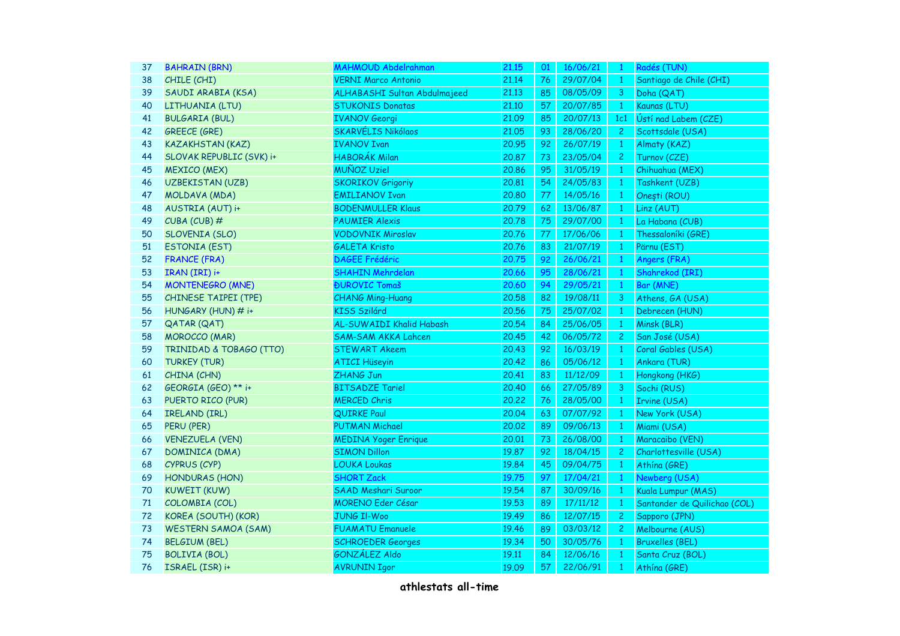| 37 | BAHRAIN (BRN) | MAHMOUD Abdelrahman | 21.15 | 01 | 16/06/21 | 1 | Radés (TUN) |
|---|---|---|---|---|---|---|---|
| 38 | CHILE (CHI) | VERNI Marco Antonio | 21.14 | 76 | 29/07/04 | 1 | Santiago de Chile (CHI) |
| 39 | SAUDI ARABIA (KSA) | ALHABASHI Sultan Abdulmajeed | 21.13 | 85 | 08/05/09 | 3 | Doha (QAT) |
| 40 | LITHUANIA (LTU) | STUKONIS Donatas | 21.10 | 57 | 20/07/85 | 1 | Kaunas (LTU) |
| 41 | BULGARIA (BUL) | IVANOV Georgi | 21.09 | 85 | 20/07/13 | 1c1 | Ústí nad Labem (CZE) |
| 42 | GREECE (GRE) | SKARVÉLIS Nikólaos | 21.05 | 93 | 28/06/20 | 2 | Scottsdale (USA) |
| 43 | KAZAKHSTAN (KAZ) | IVANOV Ivan | 20.95 | 92 | 26/07/19 | 1 | Almaty (KAZ) |
| 44 | SLOVAK REPUBLIC (SVK) i+ | HABORÁK Milan | 20.87 | 73 | 23/05/04 | 2 | Turnov (CZE) |
| 45 | MEXICO (MEX) | MUÑOZ Uziel | 20.86 | 95 | 31/05/19 | 1 | Chihuahua (MEX) |
| 46 | UZBEKISTAN (UZB) | SKORIKOV Grigoriy | 20.81 | 54 | 24/05/83 | 1 | Tashkent (UZB) |
| 47 | MOLDAVA (MDA) | EMILIANOV Ivan | 20.80 | 77 | 14/05/16 | 1 | Onești (ROU) |
| 48 | AUSTRIA (AUT) i+ | BODENMULLER Klaus | 20.79 | 62 | 13/06/87 | 1 | Linz (AUT) |
| 49 | CUBA (CUB) # | PAUMIER Alexis | 20.78 | 75 | 29/07/00 | 1 | La Habana (CUB) |
| 50 | SLOVENIA (SLO) | VODOVNIK Miroslav | 20.76 | 77 | 17/06/06 | 1 | Thessaloníki (GRE) |
| 51 | ESTONIA (EST) | GALETA Kristo | 20.76 | 83 | 21/07/19 | 1 | Pärnu (EST) |
| 52 | FRANCE (FRA) | DAGEE Frédéric | 20.75 | 92 | 26/06/21 | 1 | Angers (FRA) |
| 53 | IRAN (IRI) i+ | SHAHIN Mehrdelan | 20.66 | 95 | 28/06/21 | 1 | Shahrekod (IRI) |
| 54 | MONTENEGRO (MNE) | ĐUROVIC Tomaš | 20.60 | 94 | 29/05/21 | 1 | Bar (MNE) |
| 55 | CHINESE TAIPEI (TPE) | CHANG Ming-Huang | 20.58 | 82 | 19/08/11 | 3 | Athens, GA (USA) |
| 56 | HUNGARY (HUN) # i+ | KISS Szilárd | 20.56 | 75 | 25/07/02 | 1 | Debrecen (HUN) |
| 57 | QATAR (QAT) | AL-SUWAIDI Khalid Habash | 20.54 | 84 | 25/06/05 | 1 | Minsk (BLR) |
| 58 | MOROCCO (MAR) | SAM-SAM AKKA Lahcen | 20.45 | 42 | 06/05/72 | 2 | San José (USA) |
| 59 | TRINIDAD & TOBAGO (TTO) | STEWART Akeem | 20.43 | 92 | 16/03/19 | 1 | Coral Gables (USA) |
| 60 | TURKEY (TUR) | ATICI Hüseyin | 20.42 | 86 | 05/06/12 | 1 | Ankara (TUR) |
| 61 | CHINA (CHN) | ZHANG Jun | 20.41 | 83 | 11/12/09 | 1 | Hongkong (HKG) |
| 62 | GEORGIA (GEO) ** i+ | BITSADZE Tariel | 20.40 | 66 | 27/05/89 | 3 | Sochi (RUS) |
| 63 | PUERTO RICO (PUR) | MERCED Chris | 20.22 | 76 | 28/05/00 | 1 | Irvine (USA) |
| 64 | IRELAND (IRL) | QUIRKE Paul | 20.04 | 63 | 07/07/92 | 1 | New York (USA) |
| 65 | PERU (PER) | PUTMAN Michael | 20.02 | 89 | 09/06/13 | 1 | Miami (USA) |
| 66 | VENEZUELA (VEN) | MEDINA Yoger Enrique | 20.01 | 73 | 26/08/00 | 1 | Maracaibo (VEN) |
| 67 | DOMINICA (DMA) | SIMON Dillon | 19.87 | 92 | 18/04/15 | 2 | Charlottesville (USA) |
| 68 | CYPRUS (CYP) | LOUKA Loukas | 19.84 | 45 | 09/04/75 | 1 | Athína (GRE) |
| 69 | HONDURAS (HON) | SHORT Zack | 19.75 | 97 | 17/04/21 | 1 | Newberg (USA) |
| 70 | KUWEIT (KUW) | SAAD Meshari Suroor | 19.54 | 87 | 30/09/16 | 1 | Kuala Lumpur (MAS) |
| 71 | COLOMBIA (COL) | MORENO Eder César | 19.53 | 89 | 17/11/12 | 1 | Santander de Quilichao (COL) |
| 72 | KOREA (SOUTH) (KOR) | JUNG Il-Woo | 19.49 | 86 | 12/07/15 | 2 | Sapporo (JPN) |
| 73 | WESTERN SAMOA (SAM) | FUAMATU Emanuele | 19.46 | 89 | 03/03/12 | 2 | Melbourne (AUS) |
| 74 | BELGIUM (BEL) | SCHROEDER Georges | 19.34 | 50 | 30/05/76 | 1 | Bruxelles (BEL) |
| 75 | BOLIVIA (BOL) | GONZÁLEZ Aldo | 19.11 | 84 | 12/06/16 | 1 | Santa Cruz (BOL) |
| 76 | ISRAEL (ISR) i+ | AVRUNIN Igor | 19.09 | 57 | 22/06/91 | 1 | Athína (GRE) |

**athlestats all-time**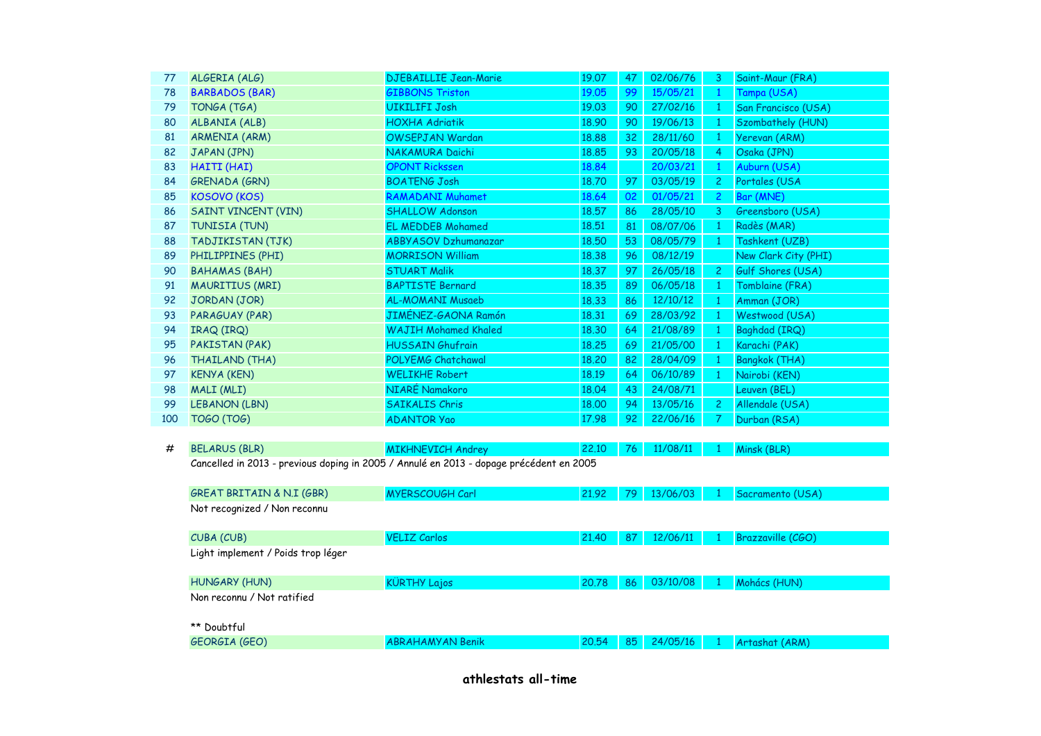| | | | | | | | |
|---|---|---|---|---|---|---|---|
| 77 | ALGERIA (ALG) | DJEBAILLIE Jean-Marie | 19.07 | 47 | 02/06/76 | 3 | Saint-Maur (FRA) |
| 78 | BARBADOS (BAR) | GIBBONS Triston | 19.05 | 99 | 15/05/21 | 1 | Tampa (USA) |
| 79 | TONGA (TGA) | UIKILIFI Josh | 19.03 | 90 | 27/02/16 | 1 | San Francisco (USA) |
| 80 | ALBANIA (ALB) | HOXHA Adriatik | 18.90 | 90 | 19/06/13 | 1 | Szombathely (HUN) |
| 81 | ARMENIA (ARM) | OWSEPJAN Wardan | 18.88 | 32 | 28/11/60 | 1 | Yerevan (ARM) |
| 82 | JAPAN (JPN) | NAKAMURA Daichi | 18.85 | 93 | 20/05/18 | 4 | Osaka (JPN) |
| 83 | HAITI (HAI) | OPONT Rickssen | 18.84 | | 20/03/21 | 1 | Auburn (USA) |
| 84 | GRENADA (GRN) | BOATENG Josh | 18.70 | 97 | 03/05/19 | 2 | Portales (USA |
| 85 | KOSOVO (KOS) | RAMADANI Muhamet | 18.64 | 02 | 01/05/21 | 2 | Bar (MNE) |
| 86 | SAINT VINCENT (VIN) | SHALLOW Adonson | 18.57 | 86 | 28/05/10 | 3 | Greensboro (USA) |
| 87 | TUNISIA (TUN) | EL MEDDEB Mohamed | 18.51 | 81 | 08/07/06 | 1 | Radès (MAR) |
| 88 | TADJIKISTAN (TJK) | ABBYASOV Dzhumanazar | 18.50 | 53 | 08/05/79 | 1 | Tashkent (UZB) |
| 89 | PHILIPPINES (PHI) | MORRISON William | 18.38 | 96 | 08/12/19 | | New Clark City (PHI) |
| 90 | BAHAMAS (BAH) | STUART Malik | 18.37 | 97 | 26/05/18 | 2 | Gulf Shores (USA) |
| 91 | MAURITIUS (MRI) | BAPTISTE Bernard | 18.35 | 89 | 06/05/18 | 1 | Tomblaine (FRA) |
| 92 | JORDAN (JOR) | AL-MOMANI Musaeb | 18.33 | 86 | 12/10/12 | 1 | Amman (JOR) |
| 93 | PARAGUAY (PAR) | JIMÉNEZ-GAONA Ramón | 18.31 | 69 | 28/03/92 | 1 | Westwood (USA) |
| 94 | IRAQ (IRQ) | WAJIH Mohamed Khaled | 18.30 | 64 | 21/08/89 | 1 | Baghdad (IRQ) |
| 95 | PAKISTAN (PAK) | HUSSAIN Ghufrain | 18.25 | 69 | 21/05/00 | 1 | Karachi (PAK) |
| 96 | THAILAND (THA) | POLYEMG Chatchawal | 18.20 | 82 | 28/04/09 | 1 | Bangkok (THA) |
| 97 | KENYA (KEN) | WELIKHE Robert | 18.19 | 64 | 06/10/89 | 1 | Nairobi (KEN) |
| 98 | MALI (MLI) | NIARÉ Namakoro | 18.04 | 43 | 24/08/71 | | Leuven (BEL) |
| 99 | LEBANON (LBN) | SAIKALIS Chris | 18.00 | 94 | 13/05/16 | 2 | Allendale (USA) |
| 100 | TOGO (TOG) | ADANTOR Yao | 17.98 | 92 | 22/06/16 | 7 | Durban (RSA) |

| | | | | | | | |
|---|---|---|---|---|---|---|---|
| # | BELARUS (BLR) | MIKHNEVICH Andrey | 22.10 | 76 | 11/08/11 | 1 | Minsk (BLR) |

Cancelled in 2013 - previous doping in 2005 / Annulé en 2013 - dopage précédent en 2005

| | | | | | | |
|---|---|---|---|---|---|---|
| GREAT BRITAIN & N.I (GBR) | MYERSCOUGH Carl | 21.92 | 79 | 13/06/03 | 1 | Sacramento (USA) |

Not recognized / Non reconnu

| | | | | | | |
|---|---|---|---|---|---|---|
| CUBA (CUB) | VELIZ Carlos | 21.40 | 87 | 12/06/11 | 1 | Brazzaville (CGO) |

Light implement / Poids trop léger

| | | | | | | |
|---|---|---|---|---|---|---|
| HUNGARY (HUN) | KÜRTHY Lajos | 20.78 | 86 | 03/10/08 | 1 | Mohács (HUN) |

Non reconnu / Not ratified

** Doubtful

| | | | | | | |
|---|---|---|---|---|---|---|
| GEORGIA (GEO) | ABRAHAMYAN Benik | 20.54 | 85 | 24/05/16 | 1 | Artashat (ARM) |

**athlestats all-time**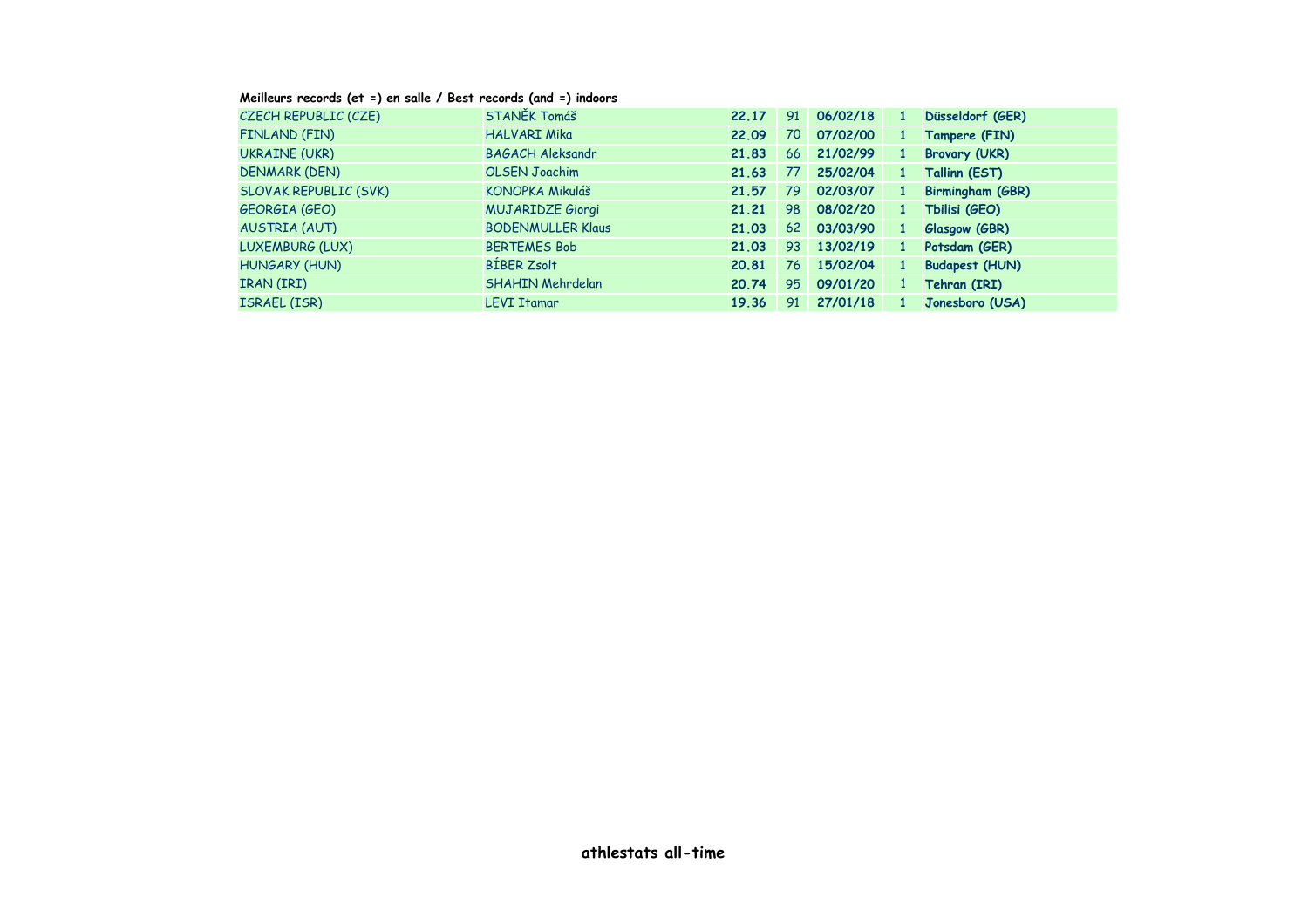**Meilleurs records (et =) en salle / Best records (and =) indoors**

| | | | | | | |
|---|---|---|---|---|---|---|
| CZECH REPUBLIC (CZE) | STANĚK Tomáš | **22.17** | 91 | **06/02/18** | **1** | **Düsseldorf (GER)** |
| FINLAND (FIN) | HALVARI Mika | **22.09** | 70 | **07/02/00** | **1** | **Tampere (FIN)** |
| UKRAINE (UKR) | BAGACH Aleksandr | **21.83** | 66 | **21/02/99** | **1** | **Brovary (UKR)** |
| DENMARK (DEN) | OLSEN Joachim | **21.63** | 77 | **25/02/04** | **1** | **Tallinn (EST)** |
| SLOVAK REPUBLIC (SVK) | KONOPKA Mikuláš | **21.57** | 79 | **02/03/07** | **1** | **Birmingham (GBR)** |
| GEORGIA (GEO) | MUJARIDZE Giorgi | **21.21** | 98 | **08/02/20** | **1** | **Tbilisi (GEO)** |
| AUSTRIA (AUT) | BODENMULLER Klaus | **21.03** | 62 | **03/03/90** | **1** | **Glasgow (GBR)** |
| LUXEMBURG (LUX) | BERTEMES Bob | **21.03** | 93 | **13/02/19** | **1** | **Potsdam (GER)** |
| HUNGARY (HUN) | BÍBER Zsolt | **20.81** | 76 | **15/02/04** | **1** | **Budapest (HUN)** |
| IRAN (IRI) | SHAHIN Mehrdelan | **20.74** | 95 | **09/01/20** | 1 | **Tehran (IRI)** |
| ISRAEL (ISR) | LEVI Itamar | **19.36** | 91 | **27/01/18** | **1** | **Jonesboro (USA)** |

**athlestats all-time**